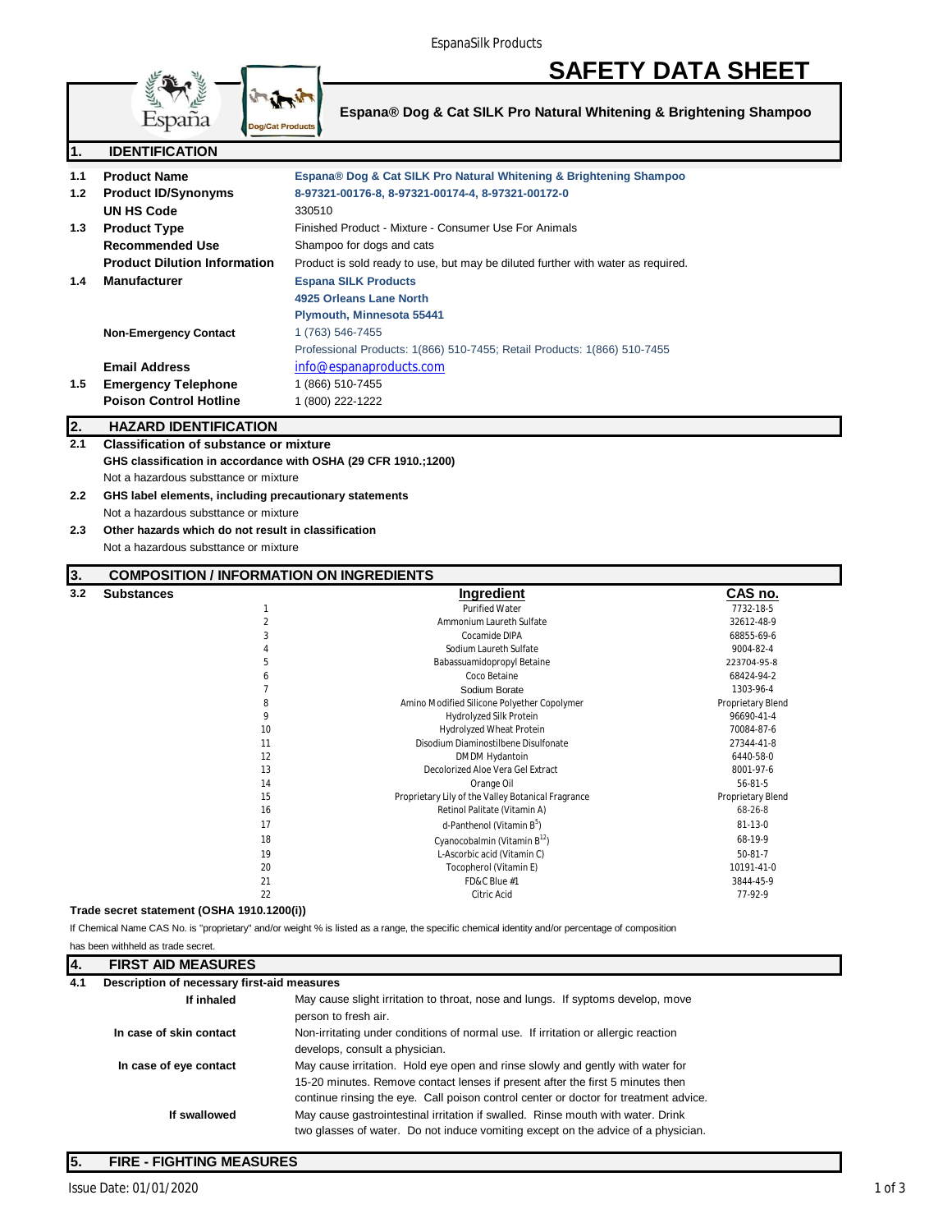# SAFETY DATA SHEET

**Espana® Dog & Cat SILK Pro Natural Whitening & Brightening Shampoo**

## 1. IDENTIFICATION

| | | |
|---|---|---|
| 1.1 | **Product Name** | Espana® Dog & Cat SILK Pro Natural Whitening & Brightening Shampoo |
| 1.2 | **Product ID/Synonyms** | 8-97321-00176-8, 8-97321-00174-4, 8-97321-00172-0 |
| | **UN HS Code** | 330510 |
| 1.3 | **Product Type** | Finished Product - Mixture - Consumer Use For Animals |
| | **Recommended Use** | Shampoo for dogs and cats |
| | **Product Dilution Information** | Product is sold ready to use, but may be diluted further with water as required. |
| 1.4 | **Manufacturer** | Espana SILK Products<br>4925 Orleans Lane North<br>Plymouth, Minnesota 55441 |
| | **Non-Emergency Contact** | 1 (763) 546-7455<br>Professional Products: 1(866) 510-7455; Retail Products: 1(866) 510-7455 |
| | **Email Address** | info@espanaproducts.com |
| 1.5 | **Emergency Telephone** | 1 (866) 510-7455 |
| | **Poison Control Hotline** | 1 (800) 222-1222 |

## 2. HAZARD IDENTIFICATION

**2.1 Classification of substance or mixture**

**GHS classification in accordance with OSHA (29 CFR 1910.;1200)**

Not a hazardous substance or mixture

**2.2 GHS label elements, including precautionary statements**

Not a hazardous substance or mixture

**2.3 Other hazards which do not result in classification**

Not a hazardous substance or mixture

## 3. COMPOSITION / INFORMATION ON INGREDIENTS

**3.2 Substances**

| | Ingredient | CAS no. |
|---|---|---|
| 1 | Purified Water | 7732-18-5 |
| 2 | Ammonium Laureth Sulfate | 32612-48-9 |
| 3 | Cocamide DIPA | 68855-69-6 |
| 4 | Sodium Laureth Sulfate | 9004-82-4 |
| 5 | Babassuamidopropyl Betaine | 223704-95-8 |
| 6 | Coco Betaine | 68424-94-2 |
| 7 | Sodium Borate | 1303-96-4 |
| 8 | Amino Modified Silicone Polyether Copolymer | Proprietary Blend |
| 9 | Hydrolyzed Silk Protein | 96690-41-4 |
| 10 | Hydrolyzed Wheat Protein | 70084-87-6 |
| 11 | Disodium Diaminostilbene Disulfonate | 27344-41-8 |
| 12 | DMDM Hydantoin | 6440-58-0 |
| 13 | Decolorized Aloe Vera Gel Extract | 8001-97-6 |
| 14 | Orange Oil | 56-81-5 |
| 15 | Proprietary Lily of the Valley Botanical Fragrance | Proprietary Blend |
| 16 | Retinol Palitate (Vitamin A) | 68-26-8 |
| 17 | d-Panthenol (Vitamin $B^5$) | 81-13-0 |
| 18 | Cyanocobalmin (Vitamin $B^{12}$) | 68-19-9 |
| 19 | L-Ascorbic acid (Vitamin C) | 50-81-7 |
| 20 | Tocopherol (Vitamin E) | 10191-41-0 |
| 21 | FD&C Blue #1 | 3844-45-9 |
| 22 | Citric Acid | 77-92-9 |

**Trade secret statement (OSHA 1910.1200(i))**

If Chemical Name CAS No. is "proprietary" and/or weight % is listed as a range, the specific chemical identity and/or percentage of composition has been withheld as trade secret.

## 4. FIRST AID MEASURES

**4.1 Description of necessary first-aid measures**

| | |
|---|---|
| **If inhaled** | May cause slight irritation to throat, nose and lungs. If syptoms develop, move person to fresh air. |
| **In case of skin contact** | Non-irritating under conditions of normal use. If irritation or allergic reaction develops, consult a physician. |
| **In case of eye contact** | May cause irritation. Hold eye open and rinse slowly and gently with water for 15-20 minutes. Remove contact lenses if present after the first 5 minutes then continue rinsing the eye. Call poison control center or doctor for treatment advice. |
| **If swallowed** | May cause gastrointestinal irritation if swalled. Rinse mouth with water. Drink two glasses of water. Do not induce vomiting except on the advice of a physician. |

## 5. FIRE - FIGHTING MEASURES

Issue Date: 01/01/2020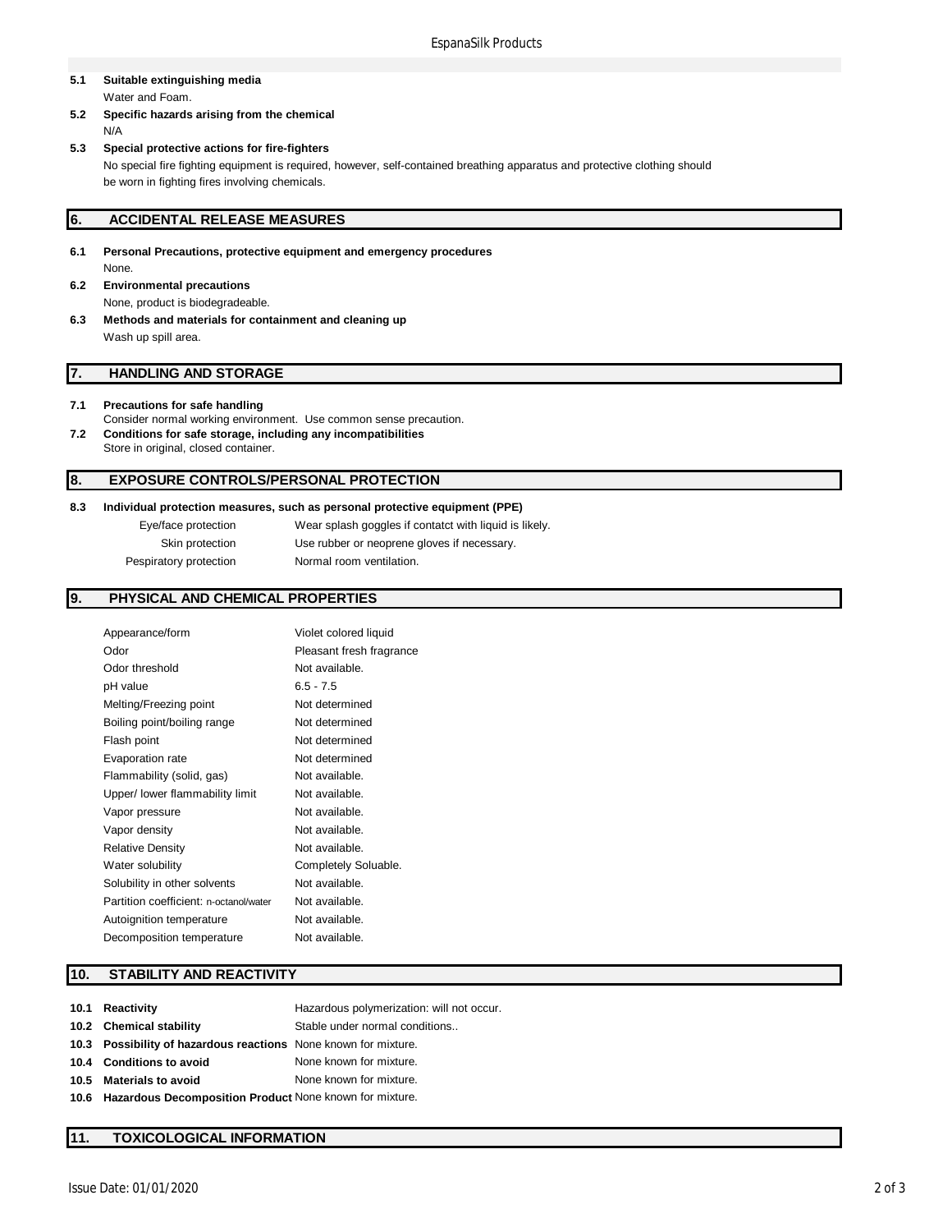**5.1 Suitable extinguishing media**

Water and Foam.

**5.2 Specific hazards arising from the chemical**

N/A

**5.3 Special protective actions for fire-fighters**

No special fire fighting equipment is required, however, self-contained breathing apparatus and protective clothing should be worn in fighting fires involving chemicals.

## 6. ACCIDENTAL RELEASE MEASURES

**6.1 Personal Precautions, protective equipment and emergency procedures**

None.

**6.2 Environmental precautions**

None, product is biodegradeable.

**6.3 Methods and materials for containment and cleaning up**

Wash up spill area.

## 7. HANDLING AND STORAGE

**7.1 Precautions for safe handling**

Consider normal working environment. Use common sense precaution.

**7.2 Conditions for safe storage, including any incompatibilities**

Store in original, closed container.

## 8. EXPOSURE CONTROLS/PERSONAL PROTECTION

**8.3 Individual protection measures, such as personal protective equipment (PPE)**

| | |
|---|---|
| Eye/face protection | Wear splash goggles if contatct with liquid is likely. |
| Skin protection | Use rubber or neoprene gloves if necessary. |
| Pespiratory protection | Normal room ventilation. |

## 9. PHYSICAL AND CHEMICAL PROPERTIES

| | |
|---|---|
| Appearance/form | Violet colored liquid |
| Odor | Pleasant fresh fragrance |
| Odor threshold | Not available. |
| pH value | 6.5 - 7.5 |
| Melting/Freezing point | Not determined |
| Boiling point/boiling range | Not determined |
| Flash point | Not determined |
| Evaporation rate | Not determined |
| Flammability (solid, gas) | Not available. |
| Upper/ lower flammability limit | Not available. |
| Vapor pressure | Not available. |
| Vapor density | Not available. |
| Relative Density | Not available. |
| Water solubility | Completely Soluable. |
| Solubility in other solvents | Not available. |
| Partition coefficient: n-octanol/water | Not available. |
| Autoignition temperature | Not available. |
| Decomposition temperature | Not available. |

## 10. STABILITY AND REACTIVITY

| | |
|---|---|
| **10.1 Reactivity** | Hazardous polymerization: will not occur. |
| **10.2 Chemical stability** | Stable under normal conditions.. |
| **10.3 Possibility of hazardous reactions** | None known for mixture. |
| **10.4 Conditions to avoid** | None known for mixture. |
| **10.5 Materials to avoid** | None known for mixture. |
| **10.6 Hazardous Decomposition Product** | None known for mixture. |

## 11. TOXICOLOGICAL INFORMATION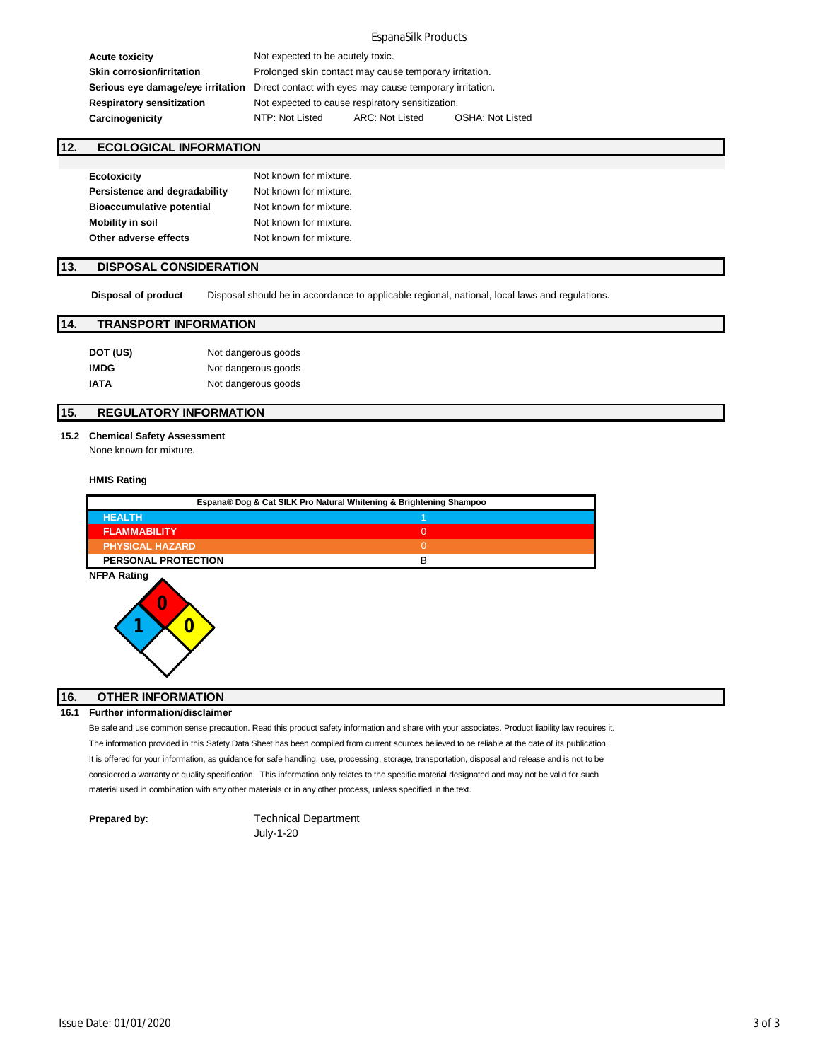| | |
|---|---|
| **Acute toxicity** | Not expected to be acutely toxic. |
| **Skin corrosion/irritation** | Prolonged skin contact may cause temporary irritation. |
| **Serious eye damage/eye irritation** | Direct contact with eyes may cause temporary irritation. |
| **Respiratory sensitization** | Not expected to cause respiratory sensitization. |
| **Carcinogenicity** | NTP: Not Listed ARC: Not Listed OSHA: Not Listed |

## 12. ECOLOGICAL INFORMATION

| | |
|---|---|
| **Ecotoxicity** | Not known for mixture. |
| **Persistence and degradability** | Not known for mixture. |
| **Bioaccumulative potential** | Not known for mixture. |
| **Mobility in soil** | Not known for mixture. |
| **Other adverse effects** | Not known for mixture. |

## 13. DISPOSAL CONSIDERATION

**Disposal of product** Disposal should be in accordance to applicable regional, national, local laws and regulations.

## 14. TRANSPORT INFORMATION

| | |
|---|---|
| **DOT (US)** | Not dangerous goods |
| **IMDG** | Not dangerous goods |
| **IATA** | Not dangerous goods |

## 15. REGULATORY INFORMATION

**15.2 Chemical Safety Assessment**

None known for mixture.

**HMIS Rating**

| Espana® Dog & Cat SILK Pro Natural Whitening & Brightening Shampoo | |
|---|---|
| HEALTH | 1 |
| FLAMMABILITY | 0 |
| PHYSICAL HAZARD | 0 |
| PERSONAL PROTECTION | B |

**NFPA Rating**

0

1 0

## 16. OTHER INFORMATION

**16.1 Further information/disclaimer**

Be safe and use common sense precaution. Read this product safety information and share with your associates. Product liability law requires it. The information provided in this Safety Data Sheet has been compiled from current sources believed to be reliable at the date of its publication. It is offered for your information, as guidance for safe handling, use, processing, storage, transportation, disposal and release and is not to be considered a warranty or quality specification. This information only relates to the specific material designated and may not be valid for such material used in combination with any other materials or in any other process, unless specified in the text.

**Prepared by:** Technical Department

July-1-20